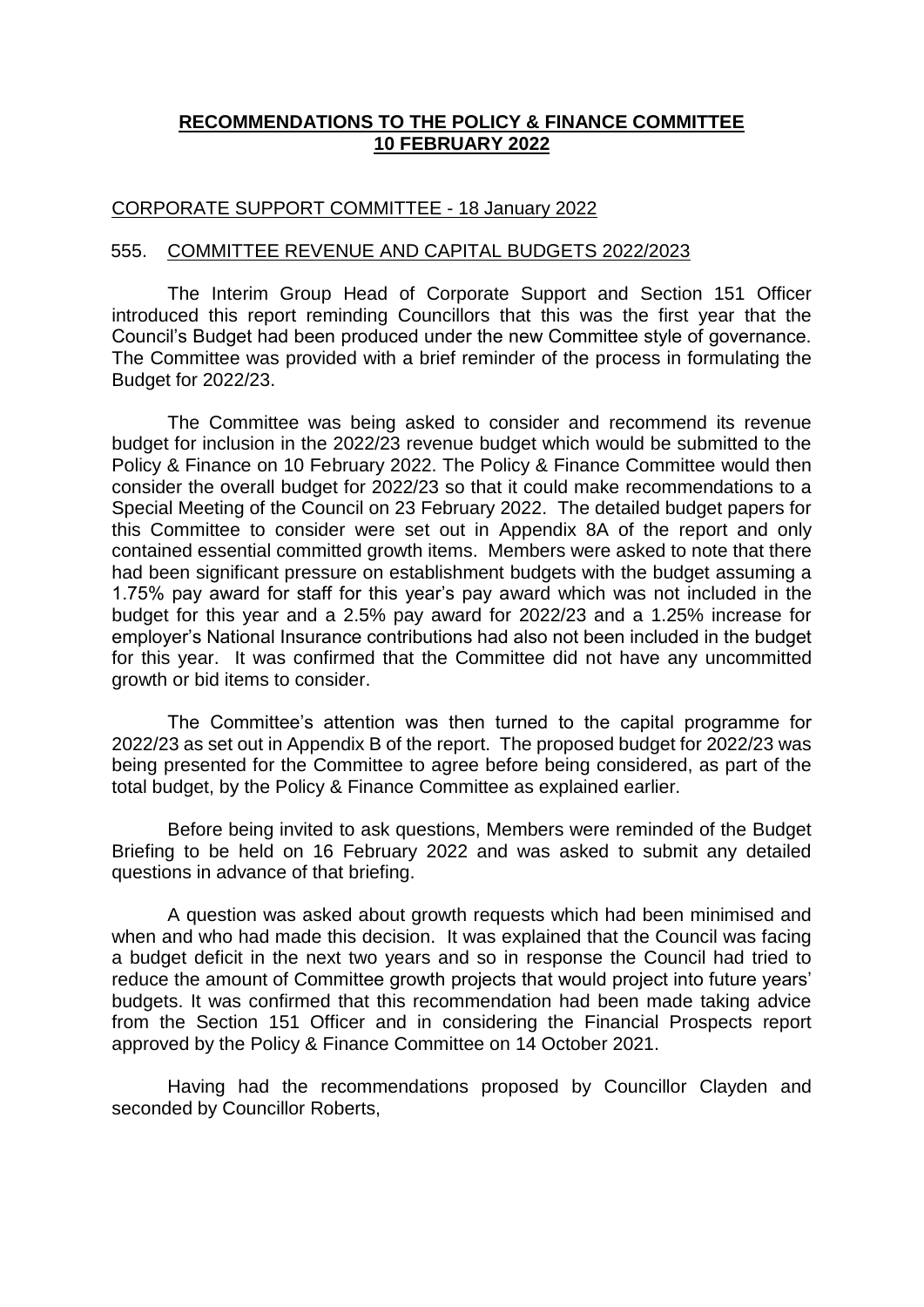# **RECOMMENDATIONS TO THE POLICY & FINANCE COMMITTEE 10 FEBRUARY 2022**

## CORPORATE SUPPORT COMMITTEE - 18 January 2022

### 555. COMMITTEE REVENUE AND CAPITAL BUDGETS 2022/2023

The Interim Group Head of Corporate Support and Section 151 Officer introduced this report reminding Councillors that this was the first year that the Council's Budget had been produced under the new Committee style of governance. The Committee was provided with a brief reminder of the process in formulating the Budget for 2022/23.

The Committee was being asked to consider and recommend its revenue budget for inclusion in the 2022/23 revenue budget which would be submitted to the Policy & Finance on 10 February 2022. The Policy & Finance Committee would then consider the overall budget for 2022/23 so that it could make recommendations to a Special Meeting of the Council on 23 February 2022. The detailed budget papers for this Committee to consider were set out in Appendix 8A of the report and only contained essential committed growth items. Members were asked to note that there had been significant pressure on establishment budgets with the budget assuming a 1.75% pay award for staff for this year's pay award which was not included in the budget for this year and a 2.5% pay award for 2022/23 and a 1.25% increase for employer's National Insurance contributions had also not been included in the budget for this year. It was confirmed that the Committee did not have any uncommitted growth or bid items to consider.

The Committee's attention was then turned to the capital programme for 2022/23 as set out in Appendix B of the report. The proposed budget for 2022/23 was being presented for the Committee to agree before being considered, as part of the total budget, by the Policy & Finance Committee as explained earlier.

Before being invited to ask questions, Members were reminded of the Budget Briefing to be held on 16 February 2022 and was asked to submit any detailed questions in advance of that briefing.

A question was asked about growth requests which had been minimised and when and who had made this decision. It was explained that the Council was facing a budget deficit in the next two years and so in response the Council had tried to reduce the amount of Committee growth projects that would project into future years' budgets. It was confirmed that this recommendation had been made taking advice from the Section 151 Officer and in considering the Financial Prospects report approved by the Policy & Finance Committee on 14 October 2021.

Having had the recommendations proposed by Councillor Clayden and seconded by Councillor Roberts,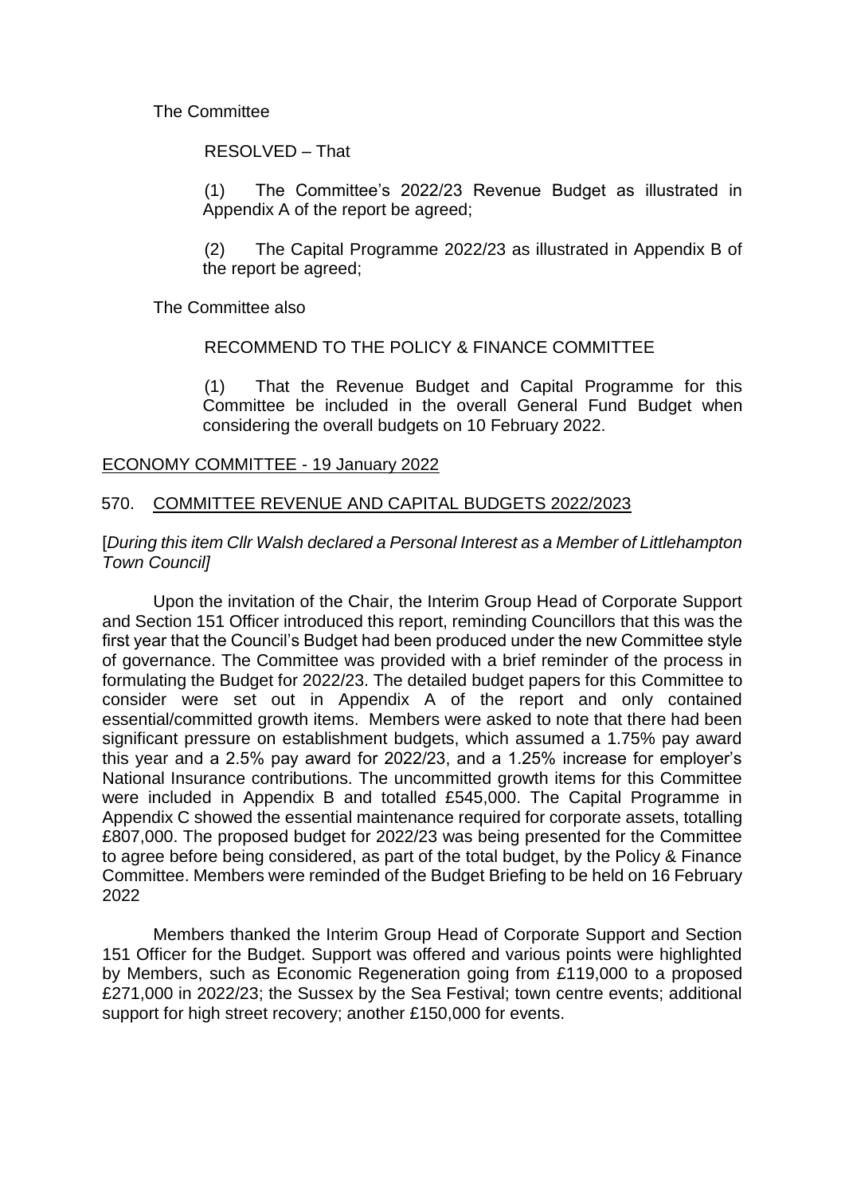The Committee

RESOLVED – That

(1) The Committee's 2022/23 Revenue Budget as illustrated in Appendix A of the report be agreed;

(2) The Capital Programme 2022/23 as illustrated in Appendix B of the report be agreed;

The Committee also

RECOMMEND TO THE POLICY & FINANCE COMMITTEE

(1) That the Revenue Budget and Capital Programme for this Committee be included in the overall General Fund Budget when considering the overall budgets on 10 February 2022.

<u>ECONOMY COMMITTEE - 19 January 2022</u>

570. <u>COMMITTEE REVENUE AND CAPITAL BUDGETS 2022/2023</u>

[*During this item Cllr Walsh declared a Personal Interest as a Member of Littlehampton Town Council]*

Upon the invitation of the Chair, the Interim Group Head of Corporate Support and Section 151 Officer introduced this report, reminding Councillors that this was the first year that the Council's Budget had been produced under the new Committee style of governance. The Committee was provided with a brief reminder of the process in formulating the Budget for 2022/23. The detailed budget papers for this Committee to consider were set out in Appendix A of the report and only contained essential/committed growth items. Members were asked to note that there had been significant pressure on establishment budgets, which assumed a 1.75% pay award this year and a 2.5% pay award for 2022/23, and a 1.25% increase for employer's National Insurance contributions. The uncommitted growth items for this Committee were included in Appendix B and totalled £545,000. The Capital Programme in Appendix C showed the essential maintenance required for corporate assets, totalling £807,000. The proposed budget for 2022/23 was being presented for the Committee to agree before being considered, as part of the total budget, by the Policy & Finance Committee. Members were reminded of the Budget Briefing to be held on 16 February 2022

Members thanked the Interim Group Head of Corporate Support and Section 151 Officer for the Budget. Support was offered and various points were highlighted by Members, such as Economic Regeneration going from £119,000 to a proposed £271,000 in 2022/23; the Sussex by the Sea Festival; town centre events; additional support for high street recovery; another £150,000 for events.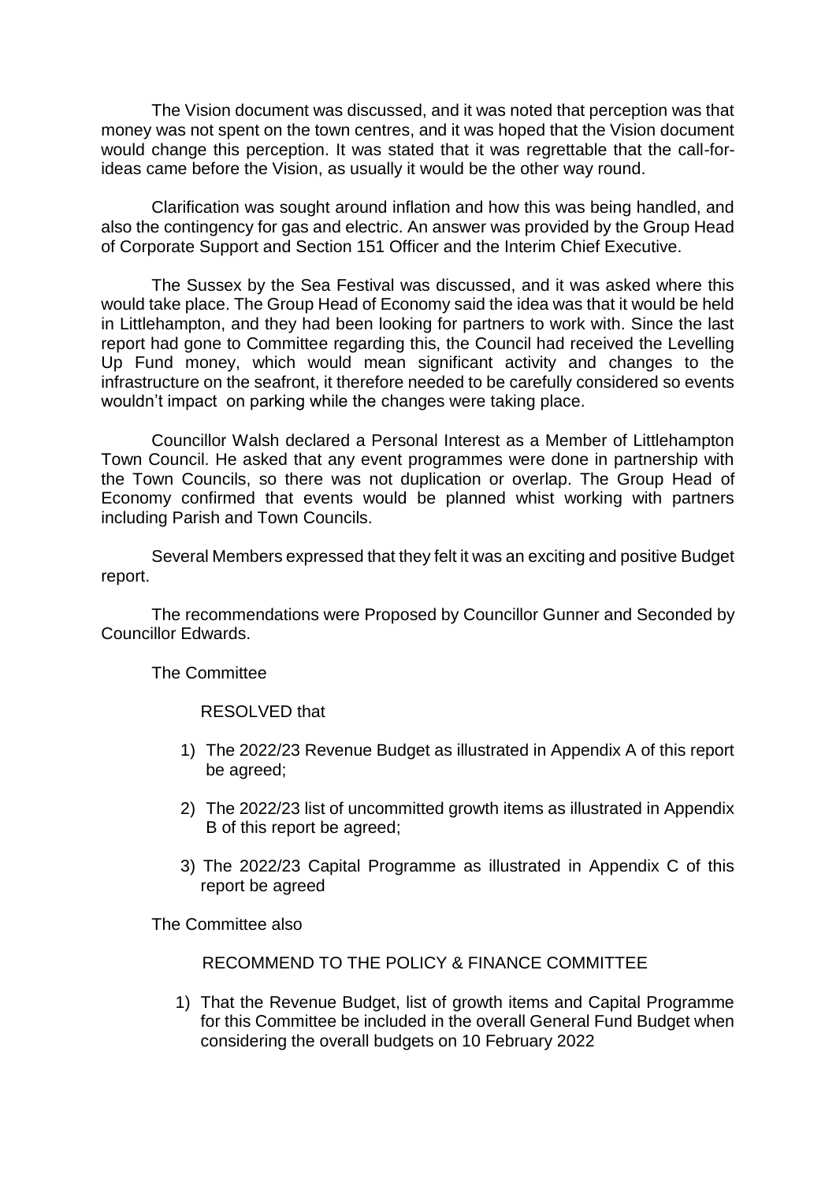The Vision document was discussed, and it was noted that perception was that money was not spent on the town centres, and it was hoped that the Vision document would change this perception. It was stated that it was regrettable that the call-for-ideas came before the Vision, as usually it would be the other way round.

Clarification was sought around inflation and how this was being handled, and also the contingency for gas and electric. An answer was provided by the Group Head of Corporate Support and Section 151 Officer and the Interim Chief Executive.

The Sussex by the Sea Festival was discussed, and it was asked where this would take place. The Group Head of Economy said the idea was that it would be held in Littlehampton, and they had been looking for partners to work with. Since the last report had gone to Committee regarding this, the Council had received the Levelling Up Fund money, which would mean significant activity and changes to the infrastructure on the seafront, it therefore needed to be carefully considered so events wouldn't impact on parking while the changes were taking place.

Councillor Walsh declared a Personal Interest as a Member of Littlehampton Town Council. He asked that any event programmes were done in partnership with the Town Councils, so there was not duplication or overlap. The Group Head of Economy confirmed that events would be planned whist working with partners including Parish and Town Councils.

Several Members expressed that they felt it was an exciting and positive Budget report.

The recommendations were Proposed by Councillor Gunner and Seconded by Councillor Edwards.

The Committee

RESOLVED that

1) The 2022/23 Revenue Budget as illustrated in Appendix A of this report be agreed;

2) The 2022/23 list of uncommitted growth items as illustrated in Appendix B of this report be agreed;

3) The 2022/23 Capital Programme as illustrated in Appendix C of this report be agreed

The Committee also

RECOMMEND TO THE POLICY & FINANCE COMMITTEE

1) That the Revenue Budget, list of growth items and Capital Programme for this Committee be included in the overall General Fund Budget when considering the overall budgets on 10 February 2022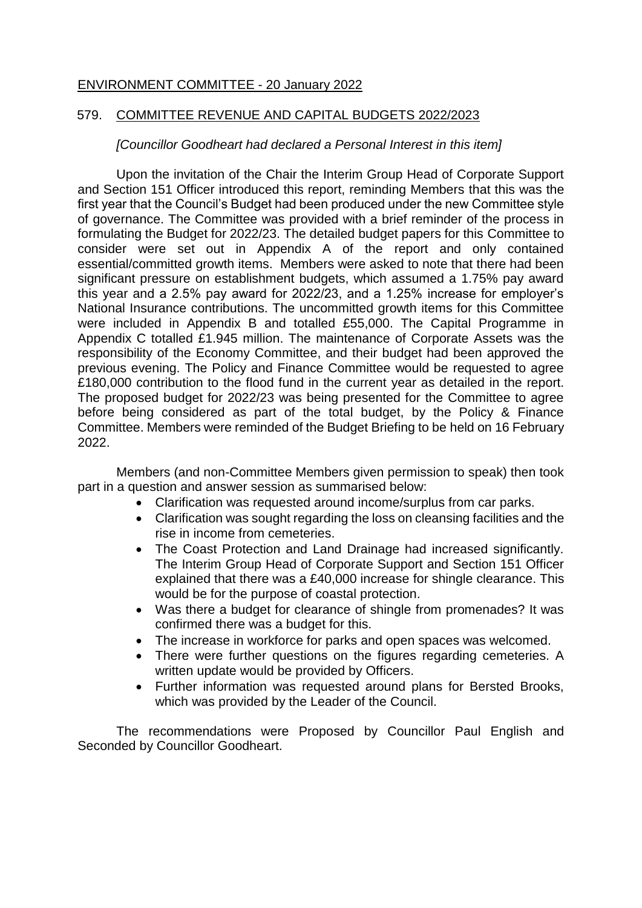## ENVIRONMENT COMMITTEE - 20 January 2022

### 579. COMMITTEE REVENUE AND CAPITAL BUDGETS 2022/2023

*[Councillor Goodheart had declared a Personal Interest in this item]*

Upon the invitation of the Chair the Interim Group Head of Corporate Support and Section 151 Officer introduced this report, reminding Members that this was the first year that the Council's Budget had been produced under the new Committee style of governance. The Committee was provided with a brief reminder of the process in formulating the Budget for 2022/23. The detailed budget papers for this Committee to consider were set out in Appendix A of the report and only contained essential/committed growth items. Members were asked to note that there had been significant pressure on establishment budgets, which assumed a 1.75% pay award this year and a 2.5% pay award for 2022/23, and a 1.25% increase for employer's National Insurance contributions. The uncommitted growth items for this Committee were included in Appendix B and totalled £55,000. The Capital Programme in Appendix C totalled £1.945 million. The maintenance of Corporate Assets was the responsibility of the Economy Committee, and their budget had been approved the previous evening. The Policy and Finance Committee would be requested to agree £180,000 contribution to the flood fund in the current year as detailed in the report. The proposed budget for 2022/23 was being presented for the Committee to agree before being considered as part of the total budget, by the Policy & Finance Committee. Members were reminded of the Budget Briefing to be held on 16 February 2022.

Members (and non-Committee Members given permission to speak) then took part in a question and answer session as summarised below:

- Clarification was requested around income/surplus from car parks.
- Clarification was sought regarding the loss on cleansing facilities and the rise in income from cemeteries.
- The Coast Protection and Land Drainage had increased significantly. The Interim Group Head of Corporate Support and Section 151 Officer explained that there was a £40,000 increase for shingle clearance. This would be for the purpose of coastal protection.
- Was there a budget for clearance of shingle from promenades? It was confirmed there was a budget for this.
- The increase in workforce for parks and open spaces was welcomed.
- There were further questions on the figures regarding cemeteries. A written update would be provided by Officers.
- Further information was requested around plans for Bersted Brooks, which was provided by the Leader of the Council.

The recommendations were Proposed by Councillor Paul English and Seconded by Councillor Goodheart.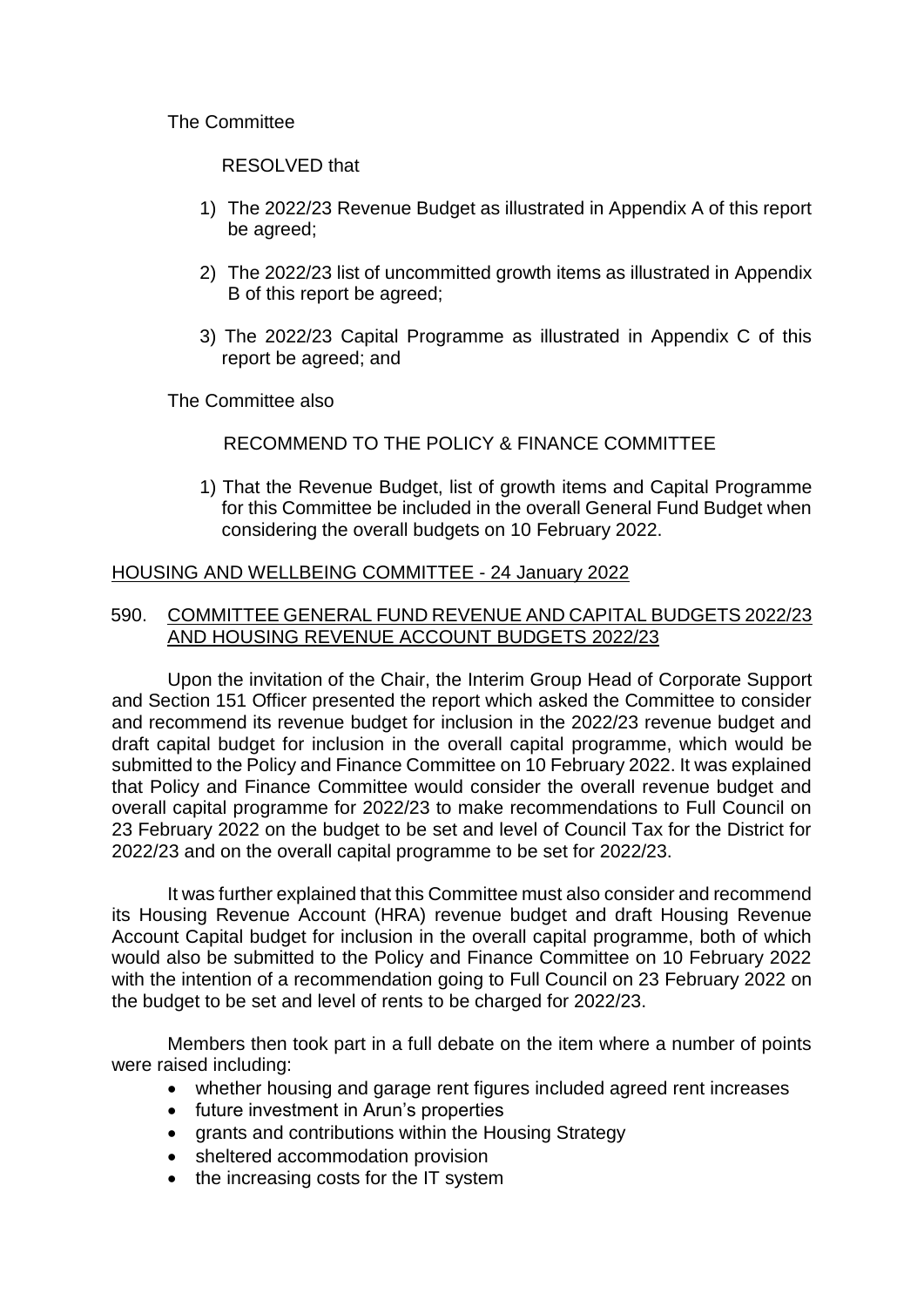The Committee

RESOLVED that

1) The 2022/23 Revenue Budget as illustrated in Appendix A of this report be agreed;

2) The 2022/23 list of uncommitted growth items as illustrated in Appendix B of this report be agreed;

3) The 2022/23 Capital Programme as illustrated in Appendix C of this report be agreed; and

The Committee also

RECOMMEND TO THE POLICY & FINANCE COMMITTEE

1) That the Revenue Budget, list of growth items and Capital Programme for this Committee be included in the overall General Fund Budget when considering the overall budgets on 10 February 2022.

## HOUSING AND WELLBEING COMMITTEE - 24 January 2022

### 590. COMMITTEE GENERAL FUND REVENUE AND CAPITAL BUDGETS 2022/23 AND HOUSING REVENUE ACCOUNT BUDGETS 2022/23

Upon the invitation of the Chair, the Interim Group Head of Corporate Support and Section 151 Officer presented the report which asked the Committee to consider and recommend its revenue budget for inclusion in the 2022/23 revenue budget and draft capital budget for inclusion in the overall capital programme, which would be submitted to the Policy and Finance Committee on 10 February 2022. It was explained that Policy and Finance Committee would consider the overall revenue budget and overall capital programme for 2022/23 to make recommendations to Full Council on 23 February 2022 on the budget to be set and level of Council Tax for the District for 2022/23 and on the overall capital programme to be set for 2022/23.

It was further explained that this Committee must also consider and recommend its Housing Revenue Account (HRA) revenue budget and draft Housing Revenue Account Capital budget for inclusion in the overall capital programme, both of which would also be submitted to the Policy and Finance Committee on 10 February 2022 with the intention of a recommendation going to Full Council on 23 February 2022 on the budget to be set and level of rents to be charged for 2022/23.

Members then took part in a full debate on the item where a number of points were raised including:

- whether housing and garage rent figures included agreed rent increases
- future investment in Arun's properties
- grants and contributions within the Housing Strategy
- sheltered accommodation provision
- the increasing costs for the IT system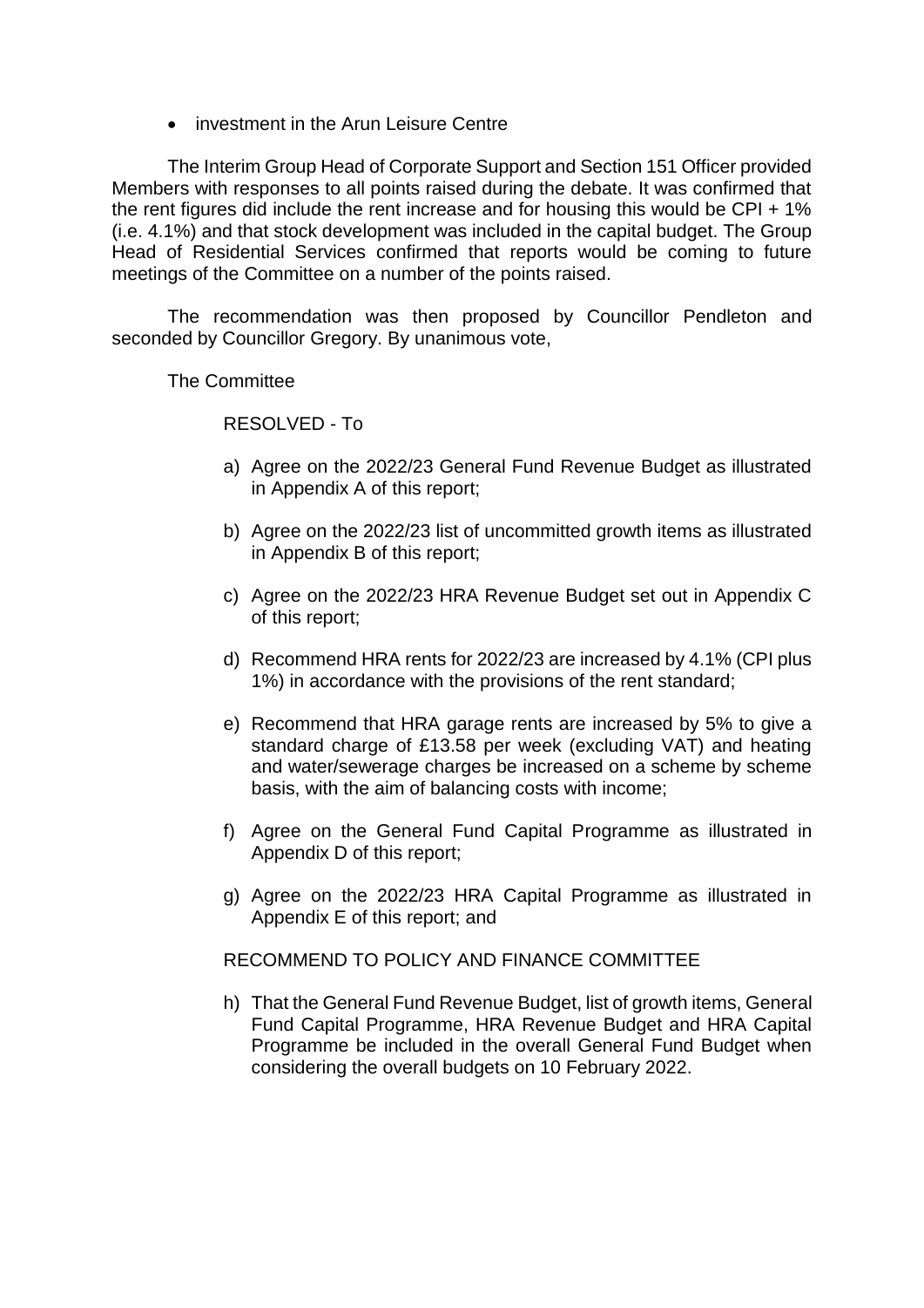- investment in the Arun Leisure Centre

The Interim Group Head of Corporate Support and Section 151 Officer provided Members with responses to all points raised during the debate. It was confirmed that the rent figures did include the rent increase and for housing this would be CPI + 1% (i.e. 4.1%) and that stock development was included in the capital budget. The Group Head of Residential Services confirmed that reports would be coming to future meetings of the Committee on a number of the points raised.

The recommendation was then proposed by Councillor Pendleton and seconded by Councillor Gregory. By unanimous vote,

The Committee

RESOLVED - To

a) Agree on the 2022/23 General Fund Revenue Budget as illustrated in Appendix A of this report;

b) Agree on the 2022/23 list of uncommitted growth items as illustrated in Appendix B of this report;

c) Agree on the 2022/23 HRA Revenue Budget set out in Appendix C of this report;

d) Recommend HRA rents for 2022/23 are increased by 4.1% (CPI plus 1%) in accordance with the provisions of the rent standard;

e) Recommend that HRA garage rents are increased by 5% to give a standard charge of £13.58 per week (excluding VAT) and heating and water/sewerage charges be increased on a scheme by scheme basis, with the aim of balancing costs with income;

f) Agree on the General Fund Capital Programme as illustrated in Appendix D of this report;

g) Agree on the 2022/23 HRA Capital Programme as illustrated in Appendix E of this report; and

RECOMMEND TO POLICY AND FINANCE COMMITTEE

h) That the General Fund Revenue Budget, list of growth items, General Fund Capital Programme, HRA Revenue Budget and HRA Capital Programme be included in the overall General Fund Budget when considering the overall budgets on 10 February 2022.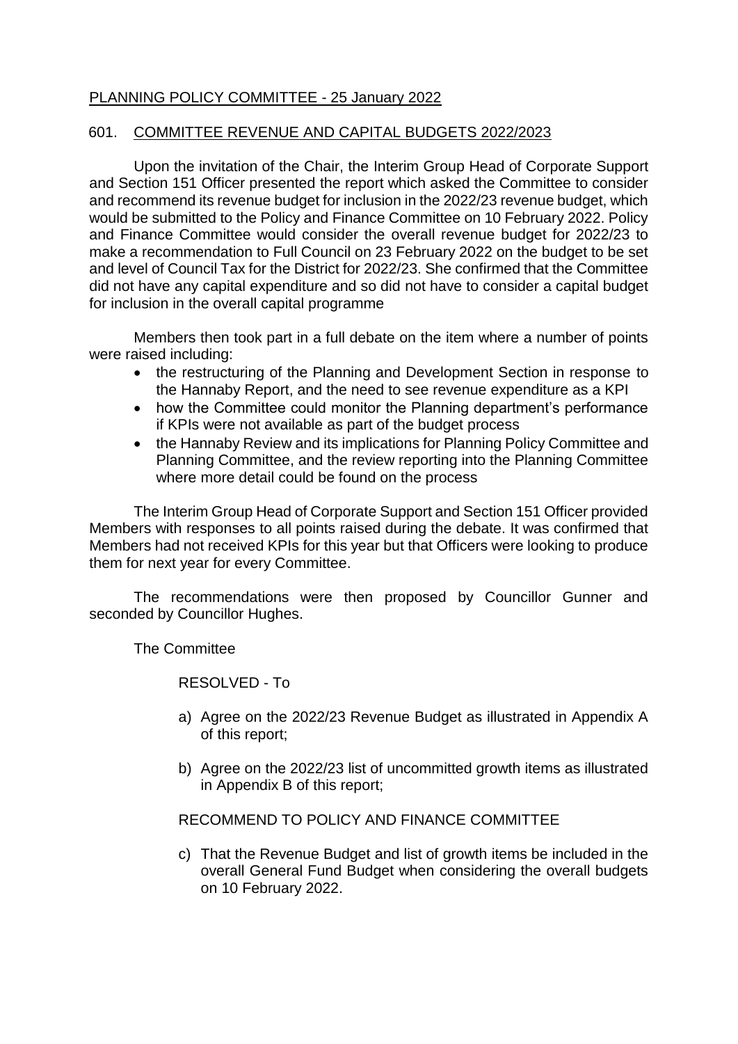PLANNING POLICY COMMITTEE - 25 January 2022

601. COMMITTEE REVENUE AND CAPITAL BUDGETS 2022/2023

Upon the invitation of the Chair, the Interim Group Head of Corporate Support and Section 151 Officer presented the report which asked the Committee to consider and recommend its revenue budget for inclusion in the 2022/23 revenue budget, which would be submitted to the Policy and Finance Committee on 10 February 2022. Policy and Finance Committee would consider the overall revenue budget for 2022/23 to make a recommendation to Full Council on 23 February 2022 on the budget to be set and level of Council Tax for the District for 2022/23. She confirmed that the Committee did not have any capital expenditure and so did not have to consider a capital budget for inclusion in the overall capital programme

Members then took part in a full debate on the item where a number of points were raised including:

- the restructuring of the Planning and Development Section in response to the Hannaby Report, and the need to see revenue expenditure as a KPI
- how the Committee could monitor the Planning department's performance if KPIs were not available as part of the budget process
- the Hannaby Review and its implications for Planning Policy Committee and Planning Committee, and the review reporting into the Planning Committee where more detail could be found on the process

The Interim Group Head of Corporate Support and Section 151 Officer provided Members with responses to all points raised during the debate. It was confirmed that Members had not received KPIs for this year but that Officers were looking to produce them for next year for every Committee.

The recommendations were then proposed by Councillor Gunner and seconded by Councillor Hughes.

The Committee

RESOLVED - To

a) Agree on the 2022/23 Revenue Budget as illustrated in Appendix A of this report;

b) Agree on the 2022/23 list of uncommitted growth items as illustrated in Appendix B of this report;

RECOMMEND TO POLICY AND FINANCE COMMITTEE

c) That the Revenue Budget and list of growth items be included in the overall General Fund Budget when considering the overall budgets on 10 February 2022.